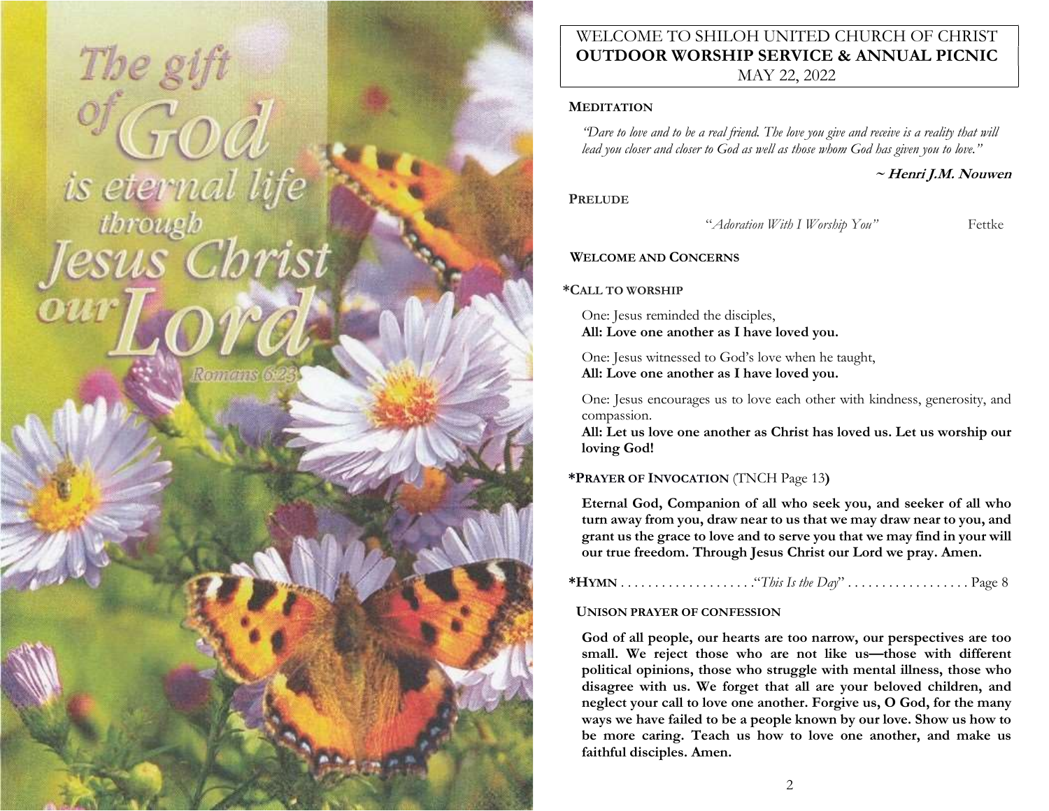The gift of God is eternal life through Jesus Christ our Lord

Romans 6:23

# WELCOME TO SHILOH UNITED CHURCH OF CHRIST
## OUTDOOR WORSHIP SERVICE & ANNUAL PICNIC
MAY 22, 2022

**MEDITATION**

*"Dare to love and to be a real friend. The love you give and receive is a reality that will lead you closer and closer to God as well as those whom God has given you to love."*

**~ Henri J.M. Nouwen**

**PRELUDE**

*"Adoration With I Worship You"* Fettke

**WELCOME AND CONCERNS**

**\*CALL TO WORSHIP**

One: Jesus reminded the disciples,
**All: Love one another as I have loved you.**

One: Jesus witnessed to God's love when he taught,
**All: Love one another as I have loved you.**

One: Jesus encourages us to love each other with kindness, generosity, and compassion.
**All: Let us love one another as Christ has loved us. Let us worship our loving God!**

**\*PRAYER OF INVOCATION** (TNCH Page 13)

**Eternal God, Companion of all who seek you, and seeker of all who turn away from you, draw near to us that we may draw near to you, and grant us the grace to love and to serve you that we may find in your will our true freedom. Through Jesus Christ our Lord we pray. Amen.**

**\*HYMN** . . . . . . . . . . . . . . . . . . . *"This Is the Day"* . . . . . . . . . . . . . . . . . . Page 8

**UNISON PRAYER OF CONFESSION**

**God of all people, our hearts are too narrow, our perspectives are too small. We reject those who are not like us—those with different political opinions, those who struggle with mental illness, those who disagree with us. We forget that all are your beloved children, and neglect your call to love one another. Forgive us, O God, for the many ways we have failed to be a people known by our love. Show us how to be more caring. Teach us how to love one another, and make us faithful disciples. Amen.**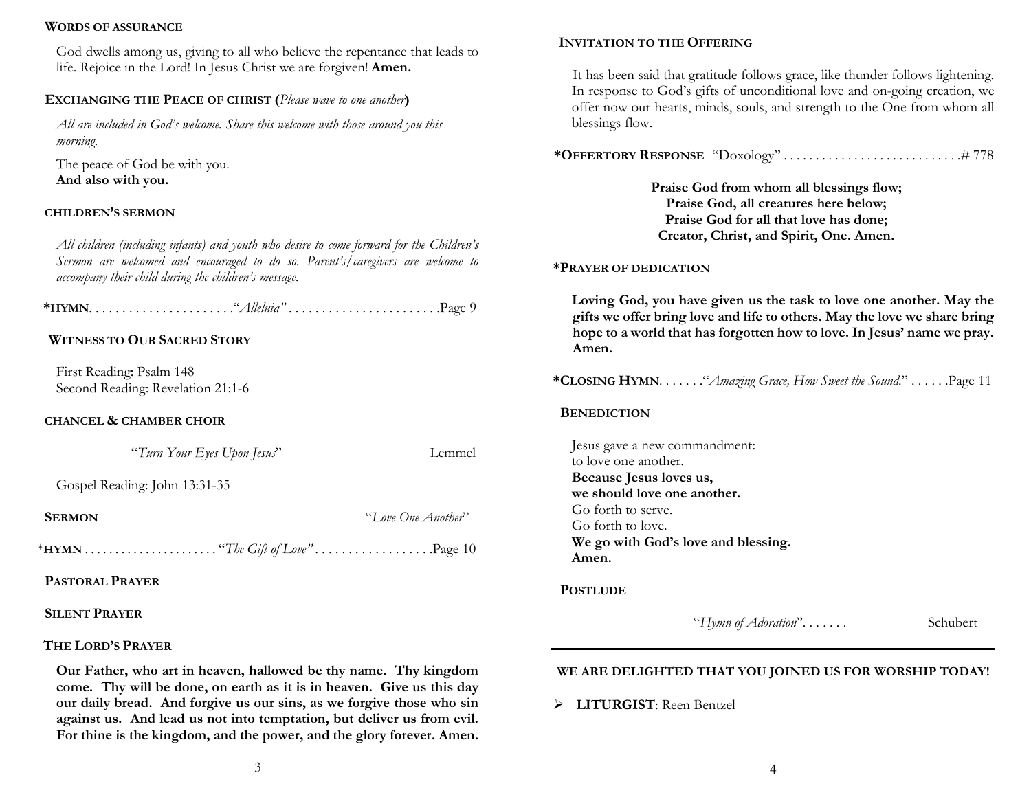**WORDS OF ASSURANCE**

God dwells among us, giving to all who believe the repentance that leads to life. Rejoice in the Lord! In Jesus Christ we are forgiven! **Amen.**

**EXCHANGING THE PEACE OF CHRIST (***Please wave to one another***)**

*All are included in God's welcome. Share this welcome with those around you this morning.*

The peace of God be with you.
**And also with you.**

**CHILDREN'S SERMON**

*All children (including infants) and youth who desire to come forward for the Children's Sermon are welcomed and encouraged to do so. Parent's/caregivers are welcome to accompany their child during the children's message.*

**\*HYMN**. . . . . . . . . . . . . . . . . . . . . ."*Alleluia"* . . . . . . . . . . . . . . . . . . . . . . .Page 9

**WITNESS TO OUR SACRED STORY**

First Reading: Psalm 148
Second Reading: Revelation 21:1-6

**CHANCEL & CHAMBER CHOIR**

"*Turn Your Eyes Upon Jesus*" — Lemmel

Gospel Reading: John 13:31-35

**SERMON** — "*Love One Another*"

\***HYMN** . . . . . . . . . . . . . . . . . . . . . "*The Gift of Love"* . . . . . . . . . . . . . . . . . .Page 10

**PASTORAL PRAYER**

**SILENT PRAYER**

**THE LORD'S PRAYER**

**Our Father, who art in heaven, hallowed be thy name. Thy kingdom come. Thy will be done, on earth as it is in heaven. Give us this day our daily bread. And forgive us our sins, as we forgive those who sin against us. And lead us not into temptation, but deliver us from evil. For thine is the kingdom, and the power, and the glory forever. Amen.**

**INVITATION TO THE OFFERING**

It has been said that gratitude follows grace, like thunder follows lightening. In response to God's gifts of unconditional love and on-going creation, we offer now our hearts, minds, souls, and strength to the One from whom all blessings flow.

**\*OFFERTORY RESPONSE** "Doxology" . . . . . . . . . . . . . . . . . . . . . . . . . . .# 778

**Praise God from whom all blessings flow;**
**Praise God, all creatures here below;**
**Praise God for all that love has done;**
**Creator, Christ, and Spirit, One. Amen.**

**\*PRAYER OF DEDICATION**

**Loving God, you have given us the task to love one another. May the gifts we offer bring love and life to others. May the love we share bring hope to a world that has forgotten how to love. In Jesus' name we pray. Amen.**

**\*CLOSING HYMN**. . . . . . ."*Amazing Grace, How Sweet the Sound.*" . . . . . .Page 11

**BENEDICTION**

Jesus gave a new commandment:
to love one another.
**Because Jesus loves us,**
**we should love one another.**
Go forth to serve.
Go forth to love.
**We go with God's love and blessing.**
**Amen.**

**POSTLUDE**

"*Hymn of Adoration*". . . . . . . — Schubert

---

**WE ARE DELIGHTED THAT YOU JOINED US FOR WORSHIP TODAY!**

- **LITURGIST**: Reen Bentzel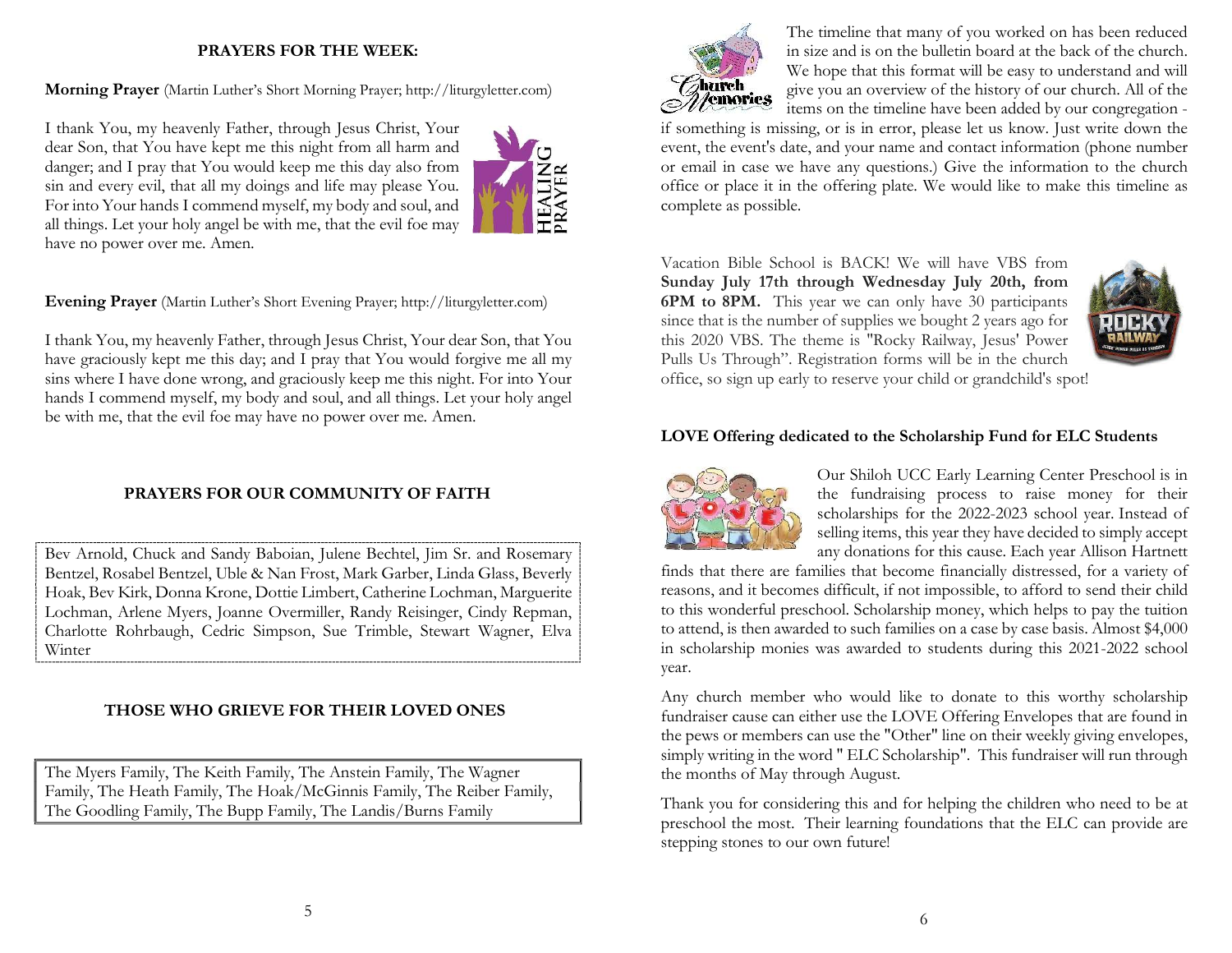## PRAYERS FOR THE WEEK:

**Morning Prayer** (Martin Luther's Short Morning Prayer; http://liturgyletter.com)

I thank You, my heavenly Father, through Jesus Christ, Your dear Son, that You have kept me this night from all harm and danger; and I pray that You would keep me this day also from sin and every evil, that all my doings and life may please You. For into Your hands I commend myself, my body and soul, and all things. Let your holy angel be with me, that the evil foe may have no power over me. Amen.

**Evening Prayer** (Martin Luther's Short Evening Prayer; http://liturgyletter.com)

I thank You, my heavenly Father, through Jesus Christ, Your dear Son, that You have graciously kept me this day; and I pray that You would forgive me all my sins where I have done wrong, and graciously keep me this night. For into Your hands I commend myself, my body and soul, and all things. Let your holy angel be with me, that the evil foe may have no power over me. Amen.

## PRAYERS FOR OUR COMMUNITY OF FAITH

Bev Arnold, Chuck and Sandy Baboian, Julene Bechtel, Jim Sr. and Rosemary Bentzel, Rosabel Bentzel, Uble & Nan Frost, Mark Garber, Linda Glass, Beverly Hoak, Bev Kirk, Donna Krone, Dottie Limbert, Catherine Lochman, Marguerite Lochman, Arlene Myers, Joanne Overmiller, Randy Reisinger, Cindy Repman, Charlotte Rohrbaugh, Cedric Simpson, Sue Trimble, Stewart Wagner, Elva Winter

## THOSE WHO GRIEVE FOR THEIR LOVED ONES

The Myers Family, The Keith Family, The Anstein Family, The Wagner Family, The Heath Family, The Hoak/McGinnis Family, The Reiber Family, The Goodling Family, The Bupp Family, The Landis/Burns Family

The timeline that many of you worked on has been reduced in size and is on the bulletin board at the back of the church. We hope that this format will be easy to understand and will give you an overview of the history of our church. All of the items on the timeline have been added by our congregation - if something is missing, or is in error, please let us know. Just write down the event, the event's date, and your name and contact information (phone number or email in case we have any questions.) Give the information to the church office or place it in the offering plate. We would like to make this timeline as complete as possible.

Vacation Bible School is BACK! We will have VBS from **Sunday July 17th through Wednesday July 20th, from 6PM to 8PM.** This year we can only have 30 participants since that is the number of supplies we bought 2 years ago for this 2020 VBS. The theme is "Rocky Railway, Jesus' Power Pulls Us Through". Registration forms will be in the church office, so sign up early to reserve your child or grandchild's spot!

**LOVE Offering dedicated to the Scholarship Fund for ELC Students**

Our Shiloh UCC Early Learning Center Preschool is in the fundraising process to raise money for their scholarships for the 2022-2023 school year. Instead of selling items, this year they have decided to simply accept any donations for this cause. Each year Allison Hartnett finds that there are families that become financially distressed, for a variety of reasons, and it becomes difficult, if not impossible, to afford to send their child to this wonderful preschool. Scholarship money, which helps to pay the tuition to attend, is then awarded to such families on a case by case basis. Almost $4,000 in scholarship monies was awarded to students during this 2021-2022 school year.

Any church member who would like to donate to this worthy scholarship fundraiser cause can either use the LOVE Offering Envelopes that are found in the pews or members can use the "Other" line on their weekly giving envelopes, simply writing in the word " ELC Scholarship". This fundraiser will run through the months of May through August.

Thank you for considering this and for helping the children who need to be at preschool the most. Their learning foundations that the ELC can provide are stepping stones to our own future!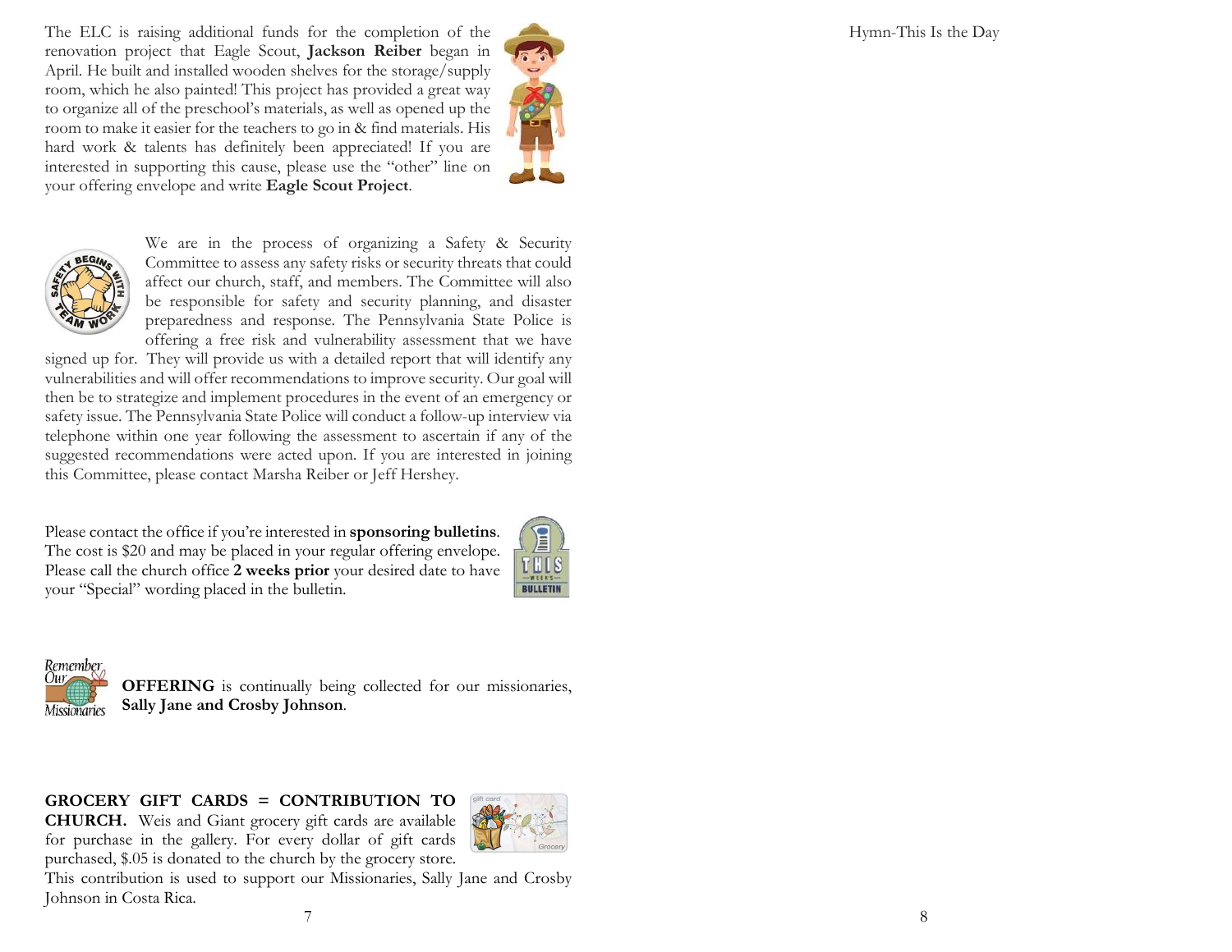The ELC is raising additional funds for the completion of the renovation project that Eagle Scout, **Jackson Reiber** began in April. He built and installed wooden shelves for the storage/supply room, which he also painted! This project has provided a great way to organize all of the preschool's materials, as well as opened up the room to make it easier for the teachers to go in & find materials. His hard work & talents has definitely been appreciated! If you are interested in supporting this cause, please use the "other" line on your offering envelope and write **Eagle Scout Project**.

We are in the process of organizing a Safety & Security Committee to assess any safety risks or security threats that could affect our church, staff, and members. The Committee will also be responsible for safety and security planning, and disaster preparedness and response. The Pennsylvania State Police is offering a free risk and vulnerability assessment that we have signed up for. They will provide us with a detailed report that will identify any vulnerabilities and will offer recommendations to improve security. Our goal will then be to strategize and implement procedures in the event of an emergency or safety issue. The Pennsylvania State Police will conduct a follow-up interview via telephone within one year following the assessment to ascertain if any of the suggested recommendations were acted upon. If you are interested in joining this Committee, please contact Marsha Reiber or Jeff Hershey.

Please contact the office if you're interested in **sponsoring bulletins**. The cost is $20 and may be placed in your regular offering envelope. Please call the church office **2 weeks prior** your desired date to have your "Special" wording placed in the bulletin.

**OFFERING** is continually being collected for our missionaries, **Sally Jane and Crosby Johnson**.

**GROCERY GIFT CARDS = CONTRIBUTION TO CHURCH.** Weis and Giant grocery gift cards are available for purchase in the gallery. For every dollar of gift cards purchased, $.05 is donated to the church by the grocery store. This contribution is used to support our Missionaries, Sally Jane and Crosby Johnson in Costa Rica.

Hymn-This Is the Day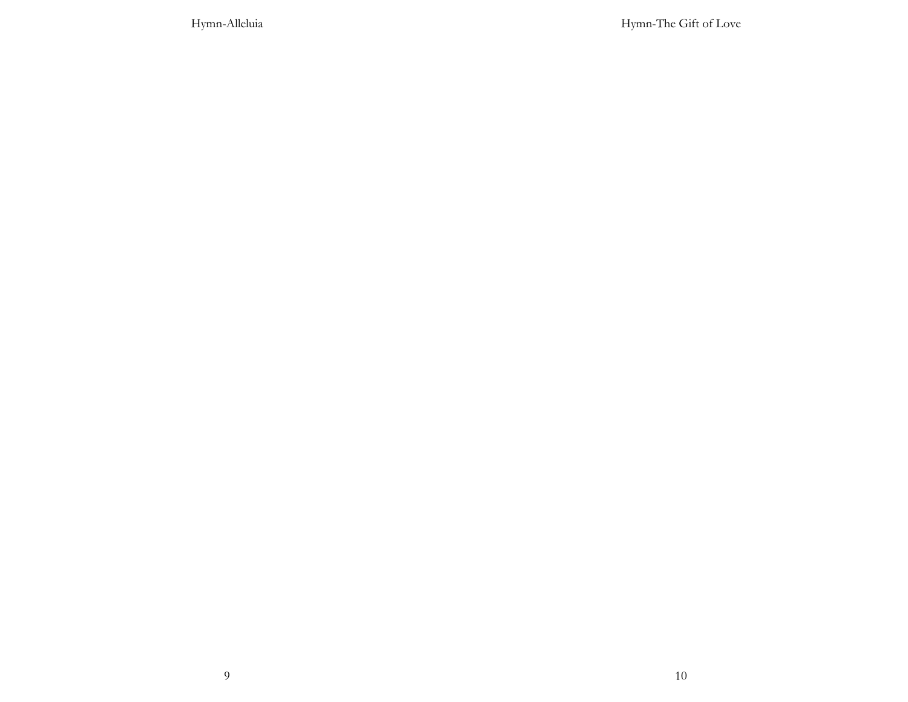Hymn-Alleluia

Hymn-The Gift of Love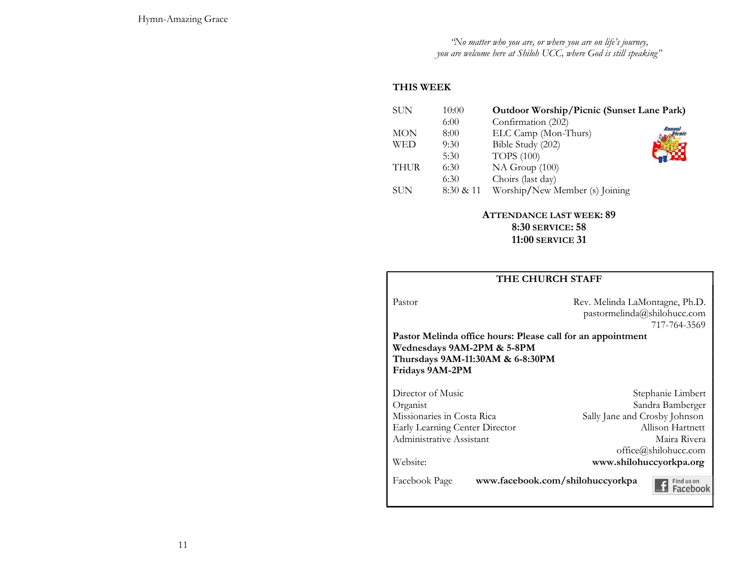Hymn-Amazing Grace

*"No matter who you are, or where you are on life's journey, you are welcome here at Shiloh UCC, where God is still speaking"*

## THIS WEEK

| | | |
|---|---|---|
| SUN | 10:00 | **Outdoor Worship/Picnic (Sunset Lane Park)** |
| | 6:00 | Confirmation (202) |
| MON | 8:00 | ELC Camp (Mon-Thurs) |
| WED | 9:30 | Bible Study (202) |
| | 5:30 | TOPS (100) |
| THUR | 6:30 | NA Group (100) |
| | 6:30 | Choirs (last day) |
| SUN | 8:30 & 11 | Worship/New Member (s) Joining |

**ATTENDANCE LAST WEEK: 89**
**8:30 SERVICE: 58**
**11:00 SERVICE 31**

## THE CHURCH STAFF

Pastor — Rev. Melinda LaMontagne, Ph.D.
pastormelinda@shilohucc.com
717-764-3569

**Pastor Melinda office hours: Please call for an appointment**
**Wednesdays 9AM-2PM & 5-8PM**
**Thursdays 9AM-11:30AM & 6-8:30PM**
**Fridays 9AM-2PM**

| | |
|---|---|
| Director of Music | Stephanie Limbert |
| Organist | Sandra Bamberger |
| Missionaries in Costa Rica | Sally Jane and Crosby Johnson |
| Early Learning Center Director | Allison Hartnett |
| Administrative Assistant | Maira Rivera |
| | office@shilohucc.com |
| Website: | **www.shilohuccyorkpa.org** |
| Facebook Page | **www.facebook.com/shilohuccyorkpa** |

Find us on Facebook